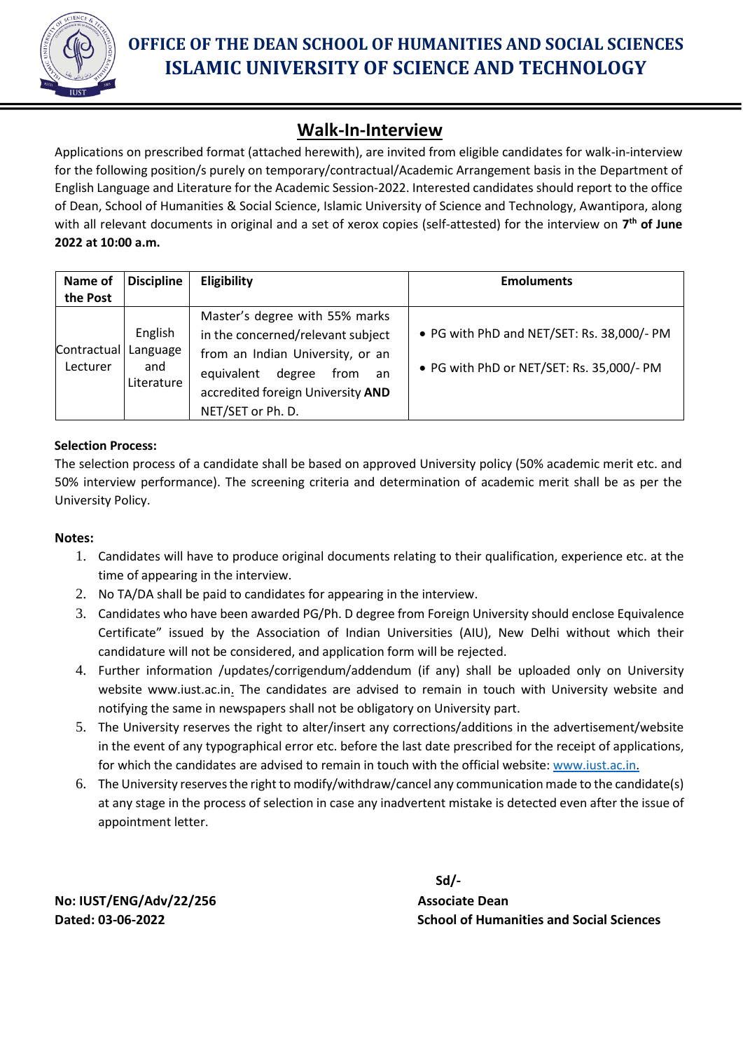# OFFICE OF THE DEAN SCHOOL OF HUMANITIES AND SOCIAL SCIENCES
# ISLAMIC UNIVERSITY OF SCIENCE AND TECHNOLOGY

## Walk-In-Interview

Applications on prescribed format (attached herewith), are invited from eligible candidates for walk-in-interview for the following position/s purely on temporary/contractual/Academic Arrangement basis in the Department of English Language and Literature for the Academic Session-2022. Interested candidates should report to the office of Dean, School of Humanities & Social Science, Islamic University of Science and Technology, Awantipora, along with all relevant documents in original and a set of xerox copies (self-attested) for the interview on **7th of June 2022 at 10:00 a.m.**

| Name of the Post | Discipline | Eligibility | Emoluments |
|---|---|---|---|
| Contractual Lecturer | English Language and Literature | Master's degree with 55% marks in the concerned/relevant subject from an Indian University, or an equivalent degree from an accredited foreign University **AND** NET/SET or Ph. D. | • PG with PhD and NET/SET: Rs. 38,000/- PM<br>• PG with PhD or NET/SET: Rs. 35,000/- PM |

**Selection Process:**

The selection process of a candidate shall be based on approved University policy (50% academic merit etc. and 50% interview performance). The screening criteria and determination of academic merit shall be as per the University Policy.

**Notes:**

1. Candidates will have to produce original documents relating to their qualification, experience etc. at the time of appearing in the interview.
2. No TA/DA shall be paid to candidates for appearing in the interview.
3. Candidates who have been awarded PG/Ph. D degree from Foreign University should enclose Equivalence Certificate" issued by the Association of Indian Universities (AIU), New Delhi without which their candidature will not be considered, and application form will be rejected.
4. Further information /updates/corrigendum/addendum (if any) shall be uploaded only on University website www.iust.ac.in. The candidates are advised to remain in touch with University website and notifying the same in newspapers shall not be obligatory on University part.
5. The University reserves the right to alter/insert any corrections/additions in the advertisement/website in the event of any typographical error etc. before the last date prescribed for the receipt of applications, for which the candidates are advised to remain in touch with the official website: www.iust.ac.in.
6. The University reserves the right to modify/withdraw/cancel any communication made to the candidate(s) at any stage in the process of selection in case any inadvertent mistake is detected even after the issue of appointment letter.

**No: IUST/ENG/Adv/22/256**
**Dated: 03-06-2022**

**Sd/-**
**Associate Dean**
**School of Humanities and Social Sciences**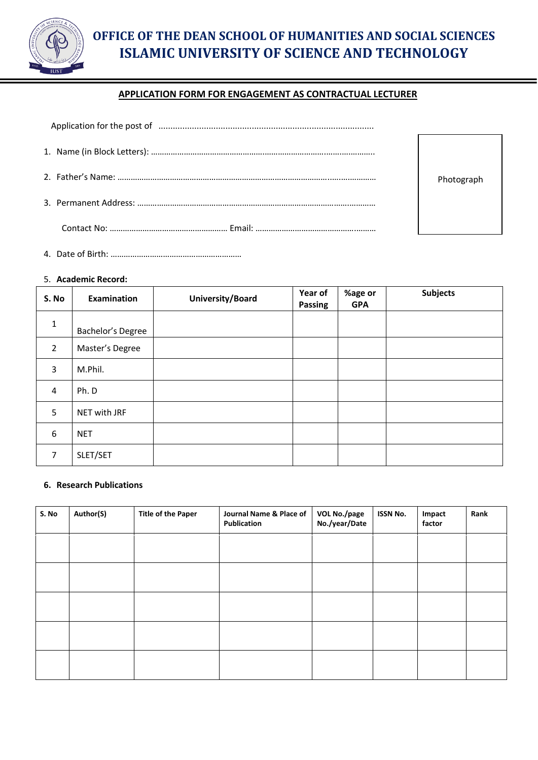# OFFICE OF THE DEAN SCHOOL OF HUMANITIES AND SOCIAL SCIENCES
# ISLAMIC UNIVERSITY OF SCIENCE AND TECHNOLOGY

## APPLICATION FORM FOR ENGAGEMENT AS CONTRACTUAL LECTURER

Application for the post of ........................................................................................

1. Name (in Block Letters): ……………………………………………………………………………………….

2. Father's Name: ……………………………………………………………………………………………………

3. Permanent Address: ……………………………………………………………………………………………

   Contact No: ……………………………………………… Email: ………………………………………………

Photograph

4. Date of Birth: ……………………………………………………

5. **Academic Record:**

| S. No | Examination | University/Board | Year of Passing | %age or GPA | Subjects |
|---|---|---|---|---|---|
| 1 | Bachelor's Degree | | | | |
| 2 | Master's Degree | | | | |
| 3 | M.Phil. | | | | |
| 4 | Ph. D | | | | |
| 5 | NET with JRF | | | | |
| 6 | NET | | | | |
| 7 | SLET/SET | | | | |

6. **Research Publications**

| S. No | Author(S) | Title of the Paper | Journal Name & Place of Publication | VOL No./page No./year/Date | ISSN No. | Impact factor | Rank |
|---|---|---|---|---|---|---|---|
| | | | | | | | |
| | | | | | | | |
| | | | | | | | |
| | | | | | | | |
| | | | | | | | |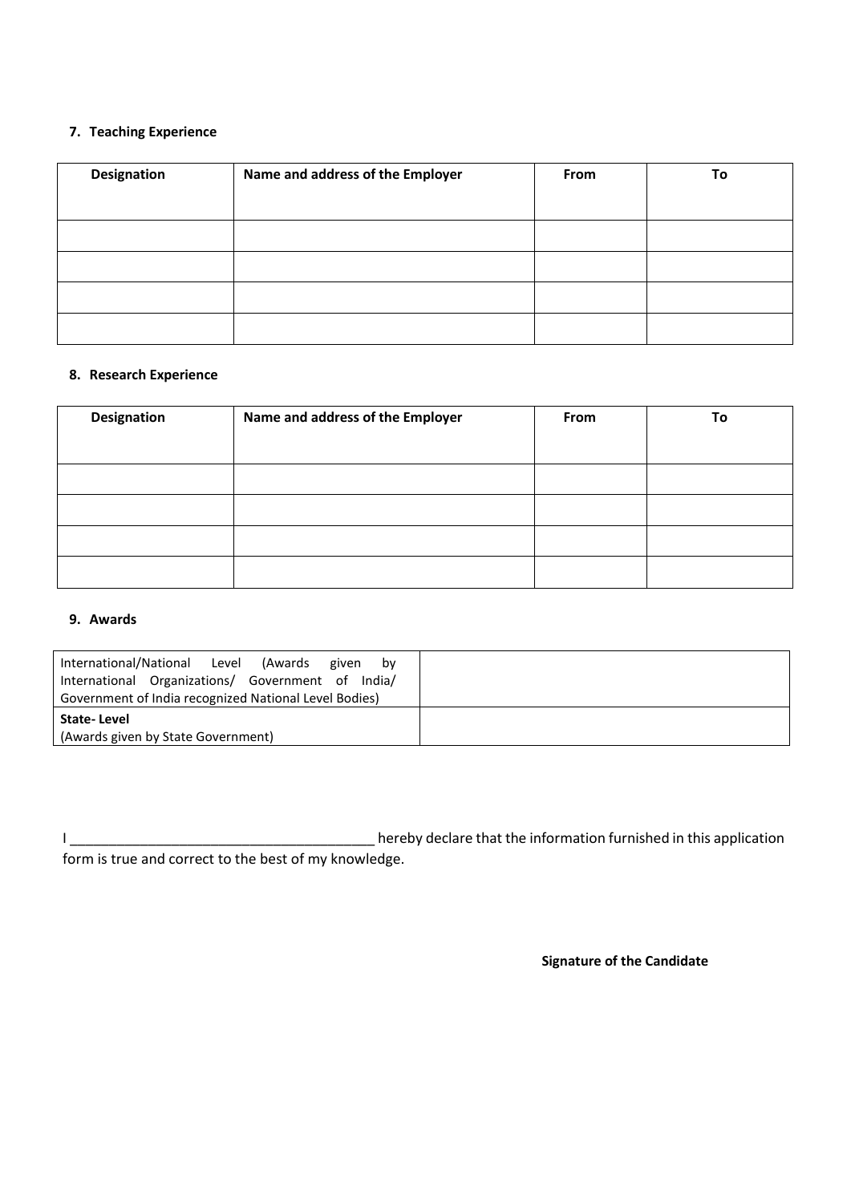**7. Teaching Experience**

| Designation | Name and address of the Employer | From | To |
|---|---|---|---|
| | | | |
| | | | |
| | | | |
| | | | |

**8. Research Experience**

| Designation | Name and address of the Employer | From | To |
|---|---|---|---|
| | | | |
| | | | |
| | | | |
| | | | |

**9. Awards**

| | |
|---|---|
| International/National Level (Awards given by International Organizations/ Government of India/ Government of India recognized National Level Bodies) | |
| **State- Level** (Awards given by State Government) | |

I ________________________________________ hereby declare that the information furnished in this application form is true and correct to the best of my knowledge.

**Signature of the Candidate**